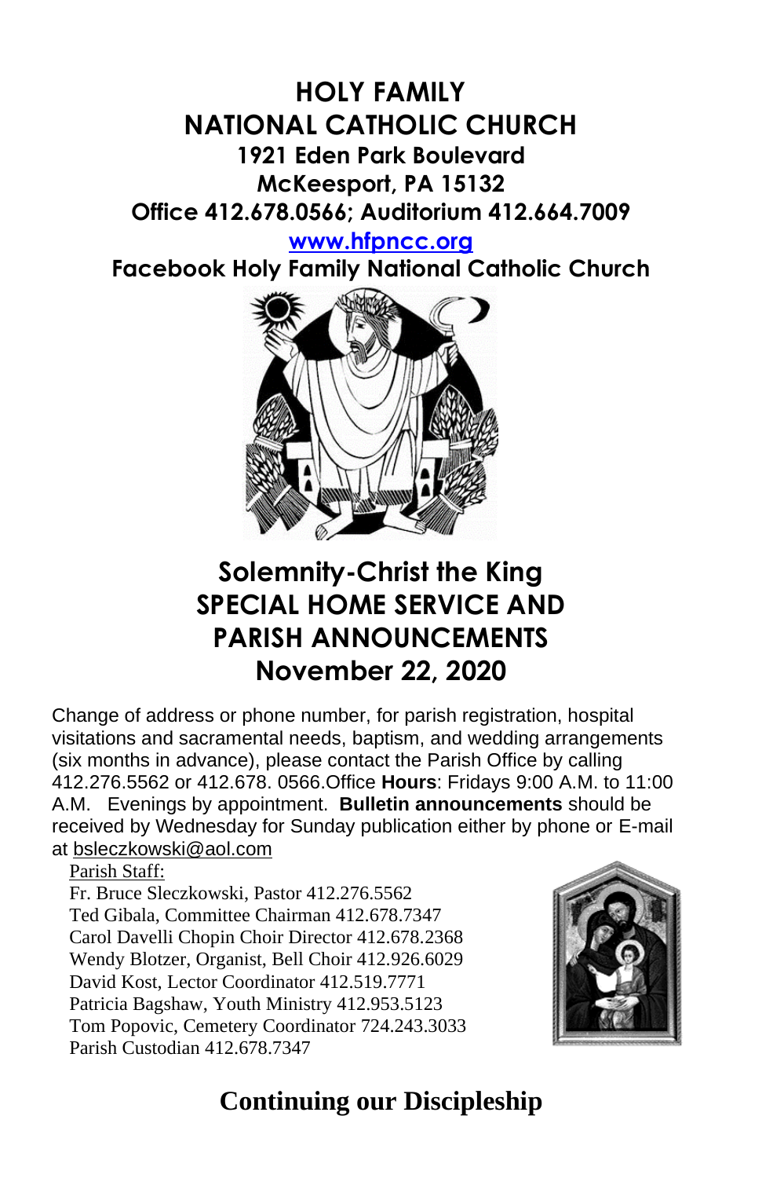# HOLY FAMILY NATIONAL CATHOLIC CHURCH

**1921 Eden Park Boulevard**
**McKeesport, PA 15132**
**Office 412.678.0566; Auditorium 412.664.7009**
**[www.hfpncc.org](http://www.hfpncc.org)**
**Facebook Holy Family National Catholic Church**

## Solemnity-Christ the King
## SPECIAL HOME SERVICE AND PARISH ANNOUNCEMENTS
## November 22, 2020

Change of address or phone number, for parish registration, hospital visitations and sacramental needs, baptism, and wedding arrangements (six months in advance), please contact the Parish Office by calling 412.276.5562 or 412.678. 0566.Office **Hours**: Fridays 9:00 A.M. to 11:00 A.M. Evenings by appointment. **Bulletin announcements** should be received by Wednesday for Sunday publication either by phone or E-mail at bsleczkowski@aol.com

Parish Staff:
Fr. Bruce Sleczkowski, Pastor 412.276.5562
Ted Gibala, Committee Chairman 412.678.7347
Carol Davelli Chopin Choir Director 412.678.2368
Wendy Blotzer, Organist, Bell Choir 412.926.6029
David Kost, Lector Coordinator 412.519.7771
Patricia Bagshaw, Youth Ministry 412.953.5123
Tom Popovic, Cemetery Coordinator 724.243.3033
Parish Custodian 412.678.7347

## Continuing our Discipleship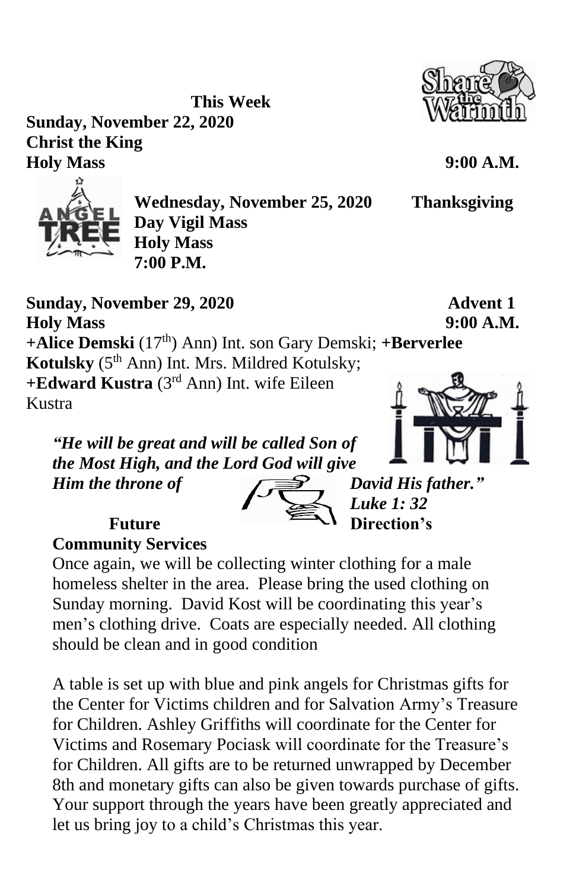**This Week**

**Sunday, November 22, 2020**
**Christ the King**
**Holy Mass 9:00 A.M.**

**Wednesday, November 25, 2020 Thanksgiving Day Vigil Mass**
**Holy Mass**
**7:00 P.M.**

**Sunday, November 29, 2020 Advent 1**
**Holy Mass 9:00 A.M.**
**+Alice Demski** (17th) Ann) Int. son Gary Demski; **+Berverlee Kotulsky** (5th Ann) Int. Mrs. Mildred Kotulsky; **+Edward Kustra** (3rd Ann) Int. wife Eileen Kustra

***"He will be great and will be called Son of the Most High, and the Lord God will give Him the throne of David His father."***
***Luke 1: 32***

**Future Direction's**

**Community Services**

Once again, we will be collecting winter clothing for a male homeless shelter in the area. Please bring the used clothing on Sunday morning. David Kost will be coordinating this year's men's clothing drive. Coats are especially needed. All clothing should be clean and in good condition

A table is set up with blue and pink angels for Christmas gifts for the Center for Victims children and for Salvation Army's Treasure for Children. Ashley Griffiths will coordinate for the Center for Victims and Rosemary Pociask will coordinate for the Treasure's for Children. All gifts are to be returned unwrapped by December 8th and monetary gifts can also be given towards purchase of gifts. Your support through the years have been greatly appreciated and let us bring joy to a child's Christmas this year.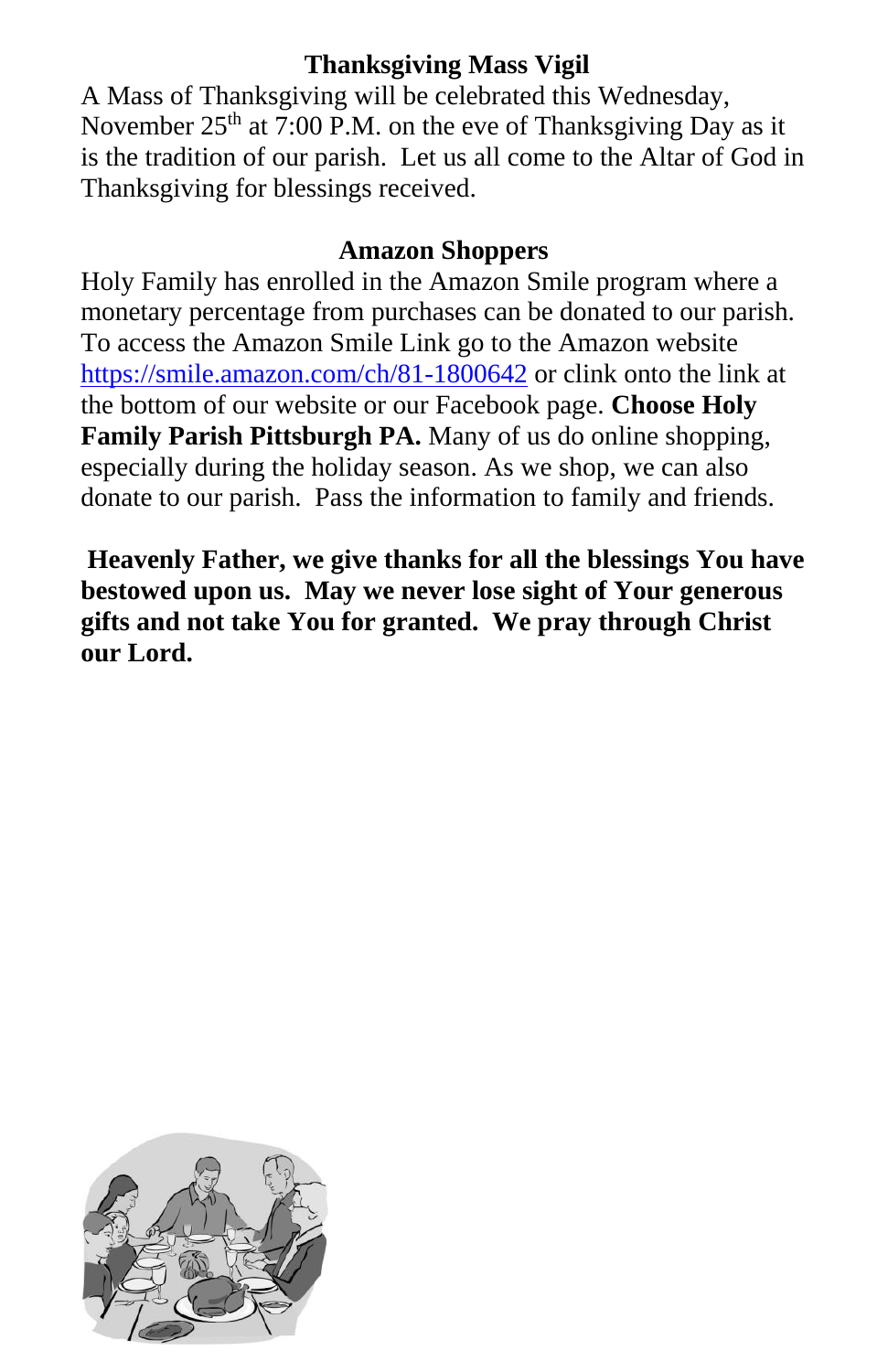## Thanksgiving Mass Vigil

A Mass of Thanksgiving will be celebrated this Wednesday, November 25th at 7:00 P.M. on the eve of Thanksgiving Day as it is the tradition of our parish. Let us all come to the Altar of God in Thanksgiving for blessings received.

## Amazon Shoppers

Holy Family has enrolled in the Amazon Smile program where a monetary percentage from purchases can be donated to our parish. To access the Amazon Smile Link go to the Amazon website https://smile.amazon.com/ch/81-1800642 or clink onto the link at the bottom of our website or our Facebook page. **Choose Holy Family Parish Pittsburgh PA.** Many of us do online shopping, especially during the holiday season. As we shop, we can also donate to our parish. Pass the information to family and friends.

**Heavenly Father, we give thanks for all the blessings You have bestowed upon us. May we never lose sight of Your generous gifts and not take You for granted. We pray through Christ our Lord.**